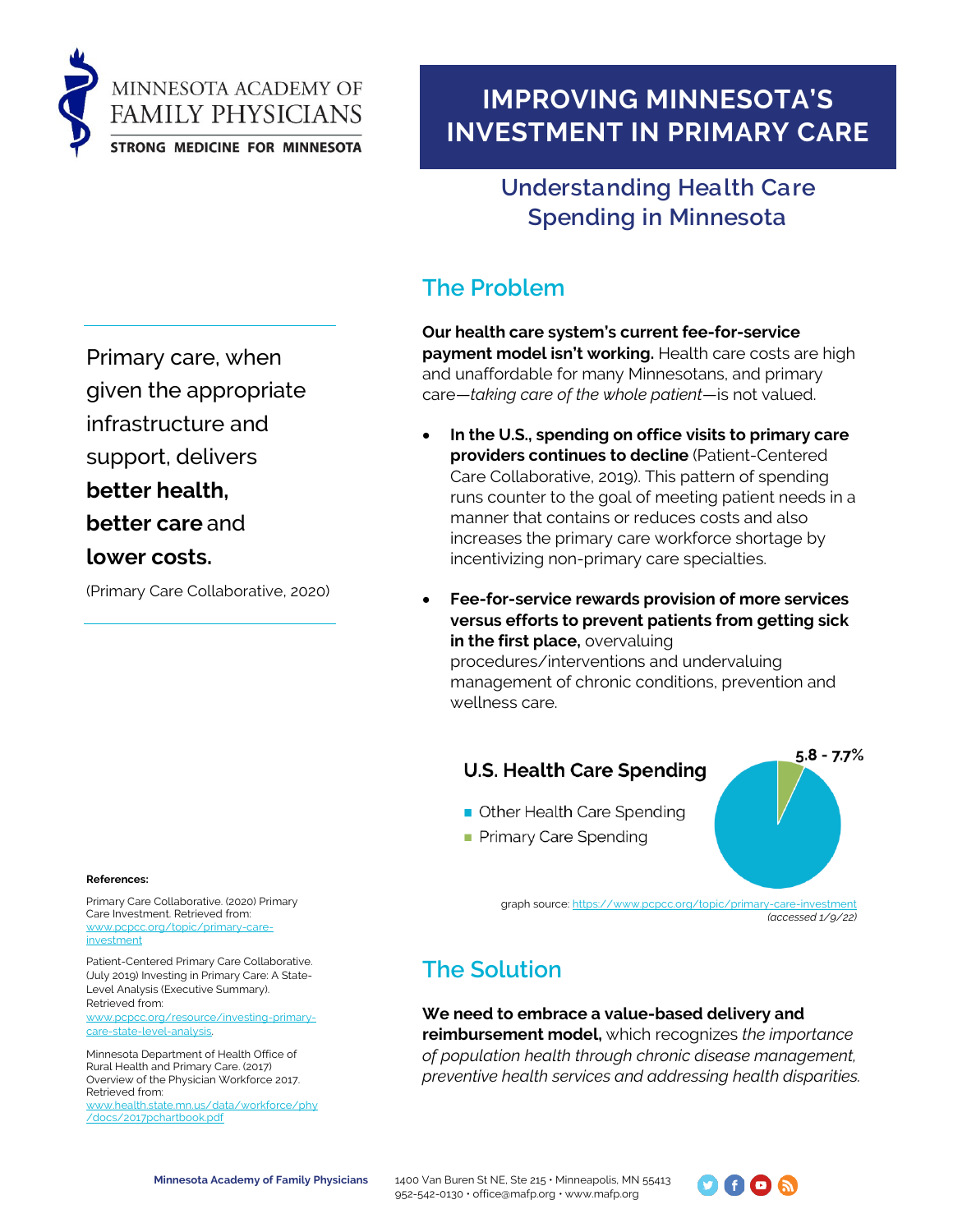MINNESOTA ACADEMY OF FAMILY PHYSICIANS

STRONG MEDICINE FOR MINNESOTA

# IMPROVING MINNESOTA'S INVESTMENT IN PRIMARY CARE

## Understanding Health Care Spending in Minnesota

Primary care, when given the appropriate infrastructure and support, delivers **better health, better care** and **lower costs.**

(Primary Care Collaborative, 2020)

## The Problem

**Our health care system's current fee-for-service payment model isn't working.** Health care costs are high and unaffordable for many Minnesotans, and primary care—*taking care of the whole patient*—is not valued.

- **In the U.S., spending on office visits to primary care providers continues to decline** (Patient-Centered Care Collaborative, 2019). This pattern of spending runs counter to the goal of meeting patient needs in a manner that contains or reduces costs and also increases the primary care workforce shortage by incentivizing non-primary care specialties.
- **Fee-for-service rewards provision of more services versus efforts to prevent patients from getting sick in the first place,** overvaluing procedures/interventions and undervaluing management of chronic conditions, prevention and wellness care.

**U.S. Health Care Spending**

- Other Health Care Spending
- Primary Care Spending

5.8 - 7.7%

graph source: https://www.pcpcc.org/topic/primary-care-investment *(accessed 1/9/22)*

## The Solution

**We need to embrace a value-based delivery and reimbursement model,** which recognizes *the importance of population health through chronic disease management, preventive health services and addressing health disparities.*

**References:**

Primary Care Collaborative. (2020) Primary Care Investment. Retrieved from: www.pcpcc.org/topic/primary-care-investment

Patient-Centered Primary Care Collaborative. (July 2019) Investing in Primary Care: A State-Level Analysis (Executive Summary). Retrieved from: www.pcpcc.org/resource/investing-primary-care-state-level-analysis.

Minnesota Department of Health Office of Rural Health and Primary Care. (2017) Overview of the Physician Workforce 2017. Retrieved from: www.health.state.mn.us/data/workforce/phy/docs/2017pchartbook.pdf

**Minnesota Academy of Family Physicians** 1400 Van Buren St NE, Ste 215 • Minneapolis, MN 55413 952-542-0130 • office@mafp.org • www.mafp.org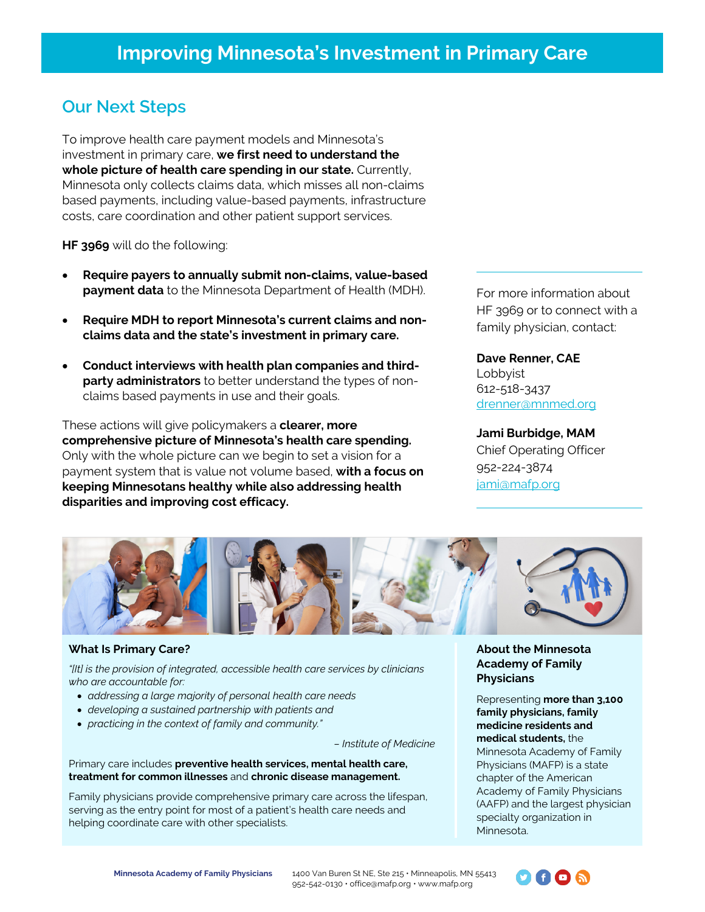# Improving Minnesota's Investment in Primary Care

## Our Next Steps

To improve health care payment models and Minnesota's investment in primary care, **we first need to understand the whole picture of health care spending in our state.** Currently, Minnesota only collects claims data, which misses all non-claims based payments, including value-based payments, infrastructure costs, care coordination and other patient support services.

**HF 3969** will do the following:

- **Require payers to annually submit non-claims, value-based payment data** to the Minnesota Department of Health (MDH).
- **Require MDH to report Minnesota's current claims and non-claims data and the state's investment in primary care.**
- **Conduct interviews with health plan companies and third-party administrators** to better understand the types of non-claims based payments in use and their goals.

These actions will give policymakers a **clearer, more comprehensive picture of Minnesota's health care spending.** Only with the whole picture can we begin to set a vision for a payment system that is value not volume based, **with a focus on keeping Minnesotans healthy while also addressing health disparities and improving cost efficacy.**

For more information about HF 3969 or to connect with a family physician, contact:

**Dave Renner, CAE**
Lobbyist
612-518-3437
drenner@mnmed.org

**Jami Burbidge, MAM**
Chief Operating Officer
952-224-3874
jami@mafp.org

### What Is Primary Care?

*"[It] is the provision of integrated, accessible health care services by clinicians who are accountable for:*

- *addressing a large majority of personal health care needs*
- *developing a sustained partnership with patients and*
- *practicing in the context of family and community."*

*– Institute of Medicine*

Primary care includes **preventive health services, mental health care, treatment for common illnesses** and **chronic disease management.**

Family physicians provide comprehensive primary care across the lifespan, serving as the entry point for most of a patient's health care needs and helping coordinate care with other specialists.

### About the Minnesota Academy of Family Physicians

Representing **more than 3,100 family physicians, family medicine residents and medical students,** the Minnesota Academy of Family Physicians (MAFP) is a state chapter of the American Academy of Family Physicians (AAFP) and the largest physician specialty organization in Minnesota.

**Minnesota Academy of Family Physicians**
1400 Van Buren St NE, Ste 215 • Minneapolis, MN 55413
952-542-0130 • office@mafp.org • www.mafp.org